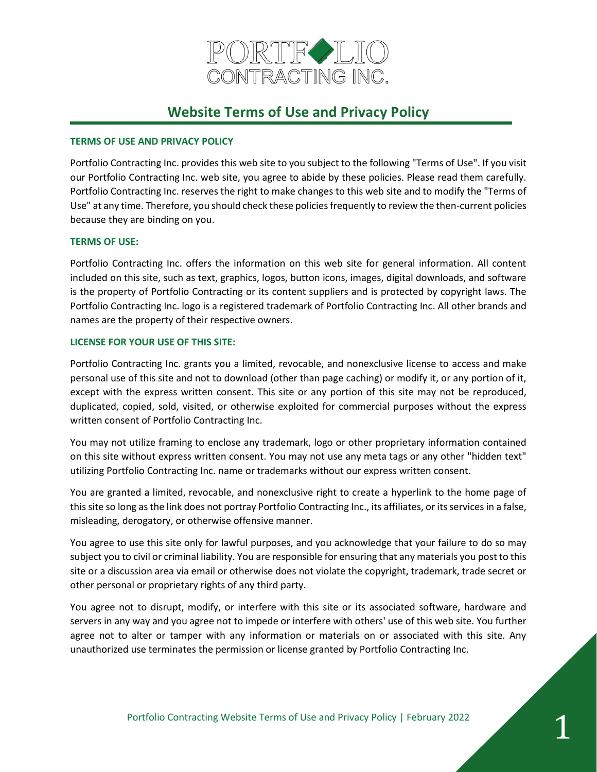PORTFOLIO
CONTRACTING INC.

# Website Terms of Use and Privacy Policy

### TERMS OF USE AND PRIVACY POLICY

Portfolio Contracting Inc. provides this web site to you subject to the following "Terms of Use". If you visit our Portfolio Contracting Inc. web site, you agree to abide by these policies. Please read them carefully. Portfolio Contracting Inc. reserves the right to make changes to this web site and to modify the "Terms of Use" at any time. Therefore, you should check these policies frequently to review the then-current policies because they are binding on you.

### TERMS OF USE:

Portfolio Contracting Inc. offers the information on this web site for general information. All content included on this site, such as text, graphics, logos, button icons, images, digital downloads, and software is the property of Portfolio Contracting or its content suppliers and is protected by copyright laws. The Portfolio Contracting Inc. logo is a registered trademark of Portfolio Contracting Inc. All other brands and names are the property of their respective owners.

### LICENSE FOR YOUR USE OF THIS SITE:

Portfolio Contracting Inc. grants you a limited, revocable, and nonexclusive license to access and make personal use of this site and not to download (other than page caching) or modify it, or any portion of it, except with the express written consent. This site or any portion of this site may not be reproduced, duplicated, copied, sold, visited, or otherwise exploited for commercial purposes without the express written consent of Portfolio Contracting Inc.

You may not utilize framing to enclose any trademark, logo or other proprietary information contained on this site without express written consent. You may not use any meta tags or any other "hidden text" utilizing Portfolio Contracting Inc. name or trademarks without our express written consent.

You are granted a limited, revocable, and nonexclusive right to create a hyperlink to the home page of this site so long as the link does not portray Portfolio Contracting Inc., its affiliates, or its services in a false, misleading, derogatory, or otherwise offensive manner.

You agree to use this site only for lawful purposes, and you acknowledge that your failure to do so may subject you to civil or criminal liability. You are responsible for ensuring that any materials you post to this site or a discussion area via email or otherwise does not violate the copyright, trademark, trade secret or other personal or proprietary rights of any third party.

You agree not to disrupt, modify, or interfere with this site or its associated software, hardware and servers in any way and you agree not to impede or interfere with others' use of this web site. You further agree not to alter or tamper with any information or materials on or associated with this site. Any unauthorized use terminates the permission or license granted by Portfolio Contracting Inc.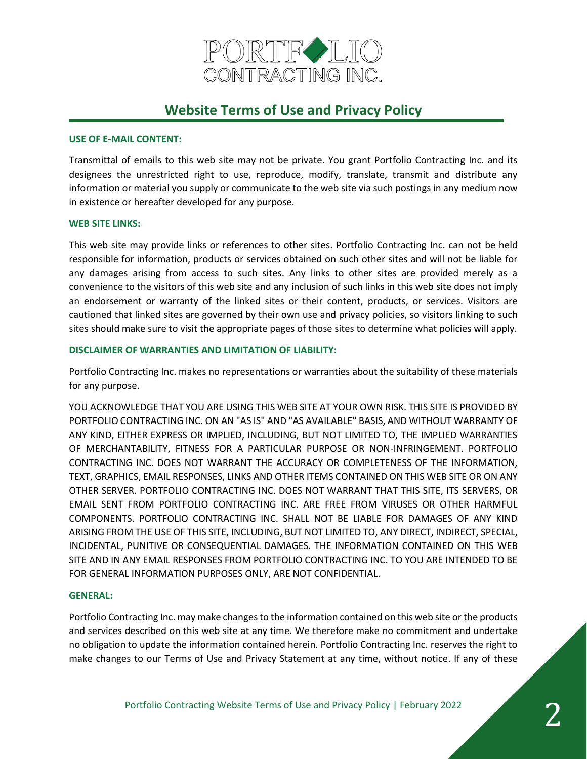# Website Terms of Use and Privacy Policy

**USE OF E-MAIL CONTENT:**

Transmittal of emails to this web site may not be private. You grant Portfolio Contracting Inc. and its designees the unrestricted right to use, reproduce, modify, translate, transmit and distribute any information or material you supply or communicate to the web site via such postings in any medium now in existence or hereafter developed for any purpose.

**WEB SITE LINKS:**

This web site may provide links or references to other sites. Portfolio Contracting Inc. can not be held responsible for information, products or services obtained on such other sites and will not be liable for any damages arising from access to such sites. Any links to other sites are provided merely as a convenience to the visitors of this web site and any inclusion of such links in this web site does not imply an endorsement or warranty of the linked sites or their content, products, or services. Visitors are cautioned that linked sites are governed by their own use and privacy policies, so visitors linking to such sites should make sure to visit the appropriate pages of those sites to determine what policies will apply.

**DISCLAIMER OF WARRANTIES AND LIMITATION OF LIABILITY:**

Portfolio Contracting Inc. makes no representations or warranties about the suitability of these materials for any purpose.

YOU ACKNOWLEDGE THAT YOU ARE USING THIS WEB SITE AT YOUR OWN RISK. THIS SITE IS PROVIDED BY PORTFOLIO CONTRACTING INC. ON AN "AS IS" AND "AS AVAILABLE" BASIS, AND WITHOUT WARRANTY OF ANY KIND, EITHER EXPRESS OR IMPLIED, INCLUDING, BUT NOT LIMITED TO, THE IMPLIED WARRANTIES OF MERCHANTABILITY, FITNESS FOR A PARTICULAR PURPOSE OR NON-INFRINGEMENT. PORTFOLIO CONTRACTING INC. DOES NOT WARRANT THE ACCURACY OR COMPLETENESS OF THE INFORMATION, TEXT, GRAPHICS, EMAIL RESPONSES, LINKS AND OTHER ITEMS CONTAINED ON THIS WEB SITE OR ON ANY OTHER SERVER. PORTFOLIO CONTRACTING INC. DOES NOT WARRANT THAT THIS SITE, ITS SERVERS, OR EMAIL SENT FROM PORTFOLIO CONTRACTING INC. ARE FREE FROM VIRUSES OR OTHER HARMFUL COMPONENTS. PORTFOLIO CONTRACTING INC. SHALL NOT BE LIABLE FOR DAMAGES OF ANY KIND ARISING FROM THE USE OF THIS SITE, INCLUDING, BUT NOT LIMITED TO, ANY DIRECT, INDIRECT, SPECIAL, INCIDENTAL, PUNITIVE OR CONSEQUENTIAL DAMAGES. THE INFORMATION CONTAINED ON THIS WEB SITE AND IN ANY EMAIL RESPONSES FROM PORTFOLIO CONTRACTING INC. TO YOU ARE INTENDED TO BE FOR GENERAL INFORMATION PURPOSES ONLY, ARE NOT CONFIDENTIAL.

**GENERAL:**

Portfolio Contracting Inc. may make changes to the information contained on this web site or the products and services described on this web site at any time. We therefore make no commitment and undertake no obligation to update the information contained herein. Portfolio Contracting Inc. reserves the right to make changes to our Terms of Use and Privacy Statement at any time, without notice. If any of these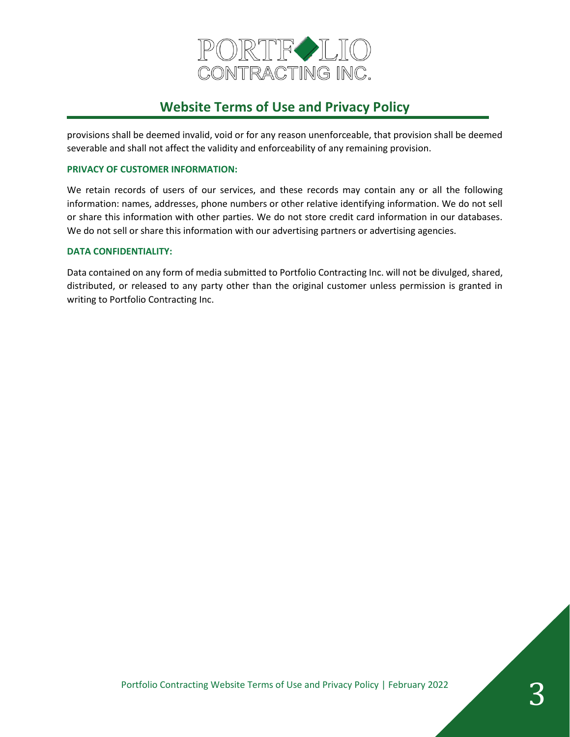provisions shall be deemed invalid, void or for any reason unenforceable, that provision shall be deemed severable and shall not affect the validity and enforceability of any remaining provision.

### PRIVACY OF CUSTOMER INFORMATION:

We retain records of users of our services, and these records may contain any or all the following information: names, addresses, phone numbers or other relative identifying information. We do not sell or share this information with other parties. We do not store credit card information in our databases. We do not sell or share this information with our advertising partners or advertising agencies.

### DATA CONFIDENTIALITY:

Data contained on any form of media submitted to Portfolio Contracting Inc. will not be divulged, shared, distributed, or released to any party other than the original customer unless permission is granted in writing to Portfolio Contracting Inc.